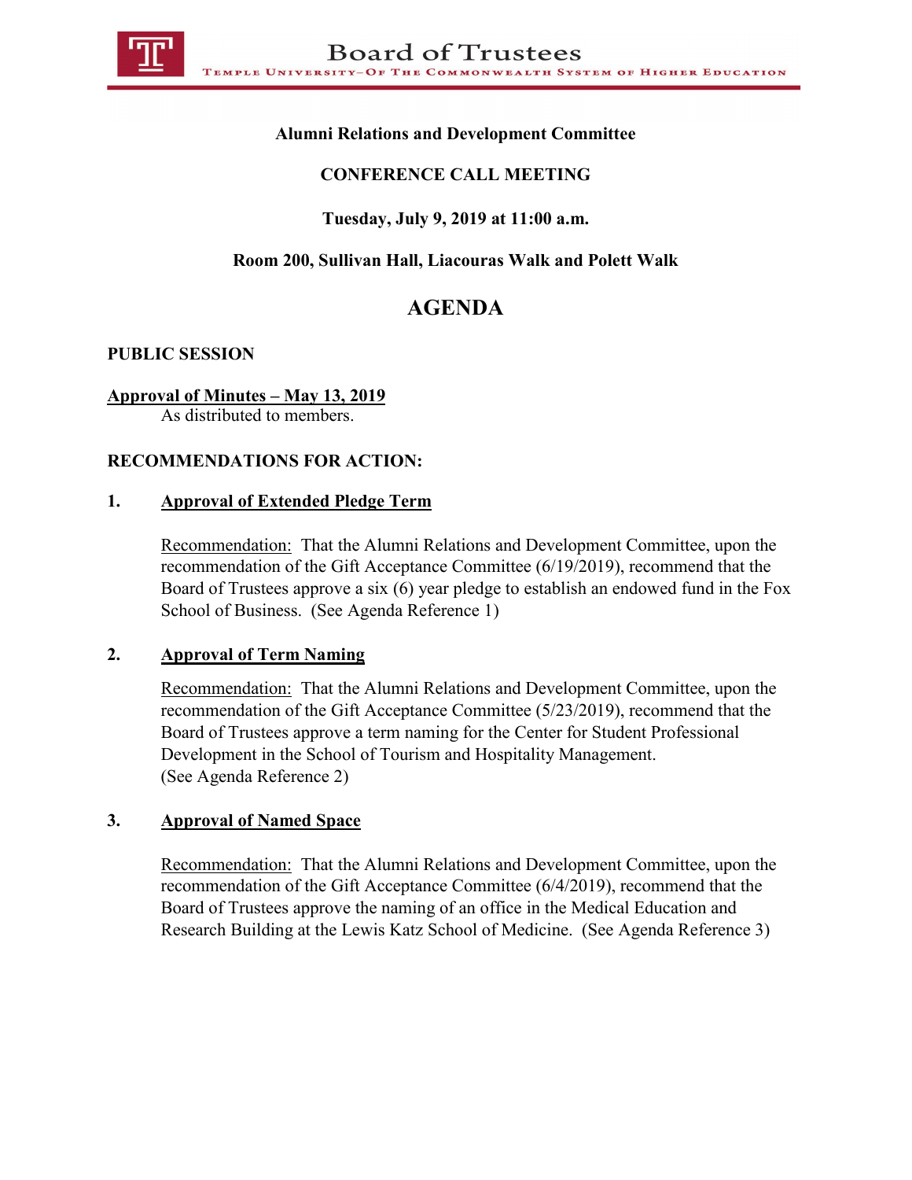# Board of Trustees

TEMPLE UNIVERSITY–OF THE COMMONWEALTH SYSTEM OF HIGHER EDUCATION

**Alumni Relations and Development Committee**

**CONFERENCE CALL MEETING**

**Tuesday, July 9, 2019 at 11:00 a.m.**

**Room 200, Sullivan Hall, Liacouras Walk and Polett Walk**

## AGENDA

**PUBLIC SESSION**

**Approval of Minutes – May 13, 2019**
As distributed to members.

**RECOMMENDATIONS FOR ACTION:**

**1. Approval of Extended Pledge Term**

Recommendation: That the Alumni Relations and Development Committee, upon the recommendation of the Gift Acceptance Committee (6/19/2019), recommend that the Board of Trustees approve a six (6) year pledge to establish an endowed fund in the Fox School of Business. (See Agenda Reference 1)

**2. Approval of Term Naming**

Recommendation: That the Alumni Relations and Development Committee, upon the recommendation of the Gift Acceptance Committee (5/23/2019), recommend that the Board of Trustees approve a term naming for the Center for Student Professional Development in the School of Tourism and Hospitality Management. (See Agenda Reference 2)

**3. Approval of Named Space**

Recommendation: That the Alumni Relations and Development Committee, upon the recommendation of the Gift Acceptance Committee (6/4/2019), recommend that the Board of Trustees approve the naming of an office in the Medical Education and Research Building at the Lewis Katz School of Medicine. (See Agenda Reference 3)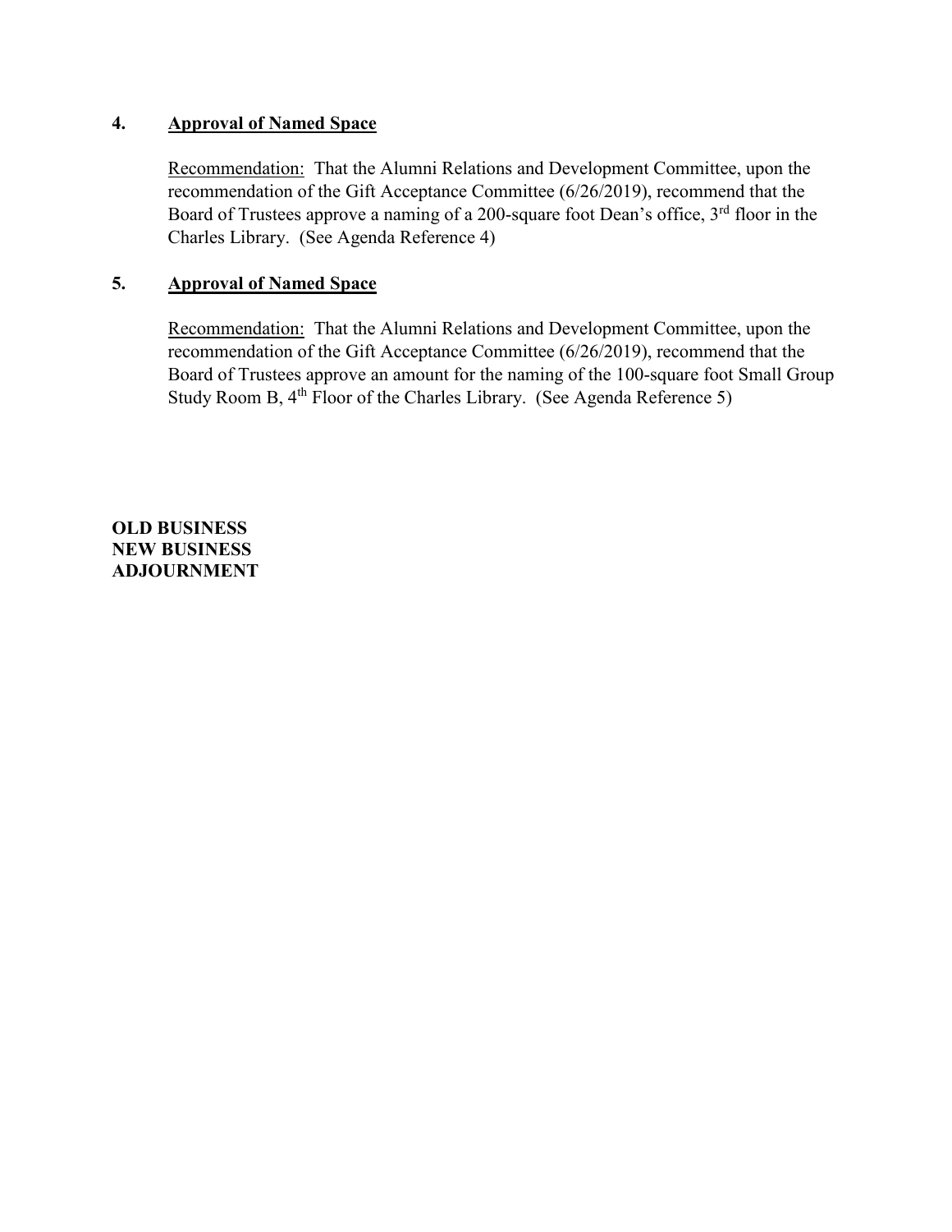**4. Approval of Named Space**

Recommendation: That the Alumni Relations and Development Committee, upon the recommendation of the Gift Acceptance Committee (6/26/2019), recommend that the Board of Trustees approve a naming of a 200-square foot Dean's office, 3rd floor in the Charles Library. (See Agenda Reference 4)

**5. Approval of Named Space**

Recommendation: That the Alumni Relations and Development Committee, upon the recommendation of the Gift Acceptance Committee (6/26/2019), recommend that the Board of Trustees approve an amount for the naming of the 100-square foot Small Group Study Room B, 4th Floor of the Charles Library. (See Agenda Reference 5)

**OLD BUSINESS**
**NEW BUSINESS**
**ADJOURNMENT**